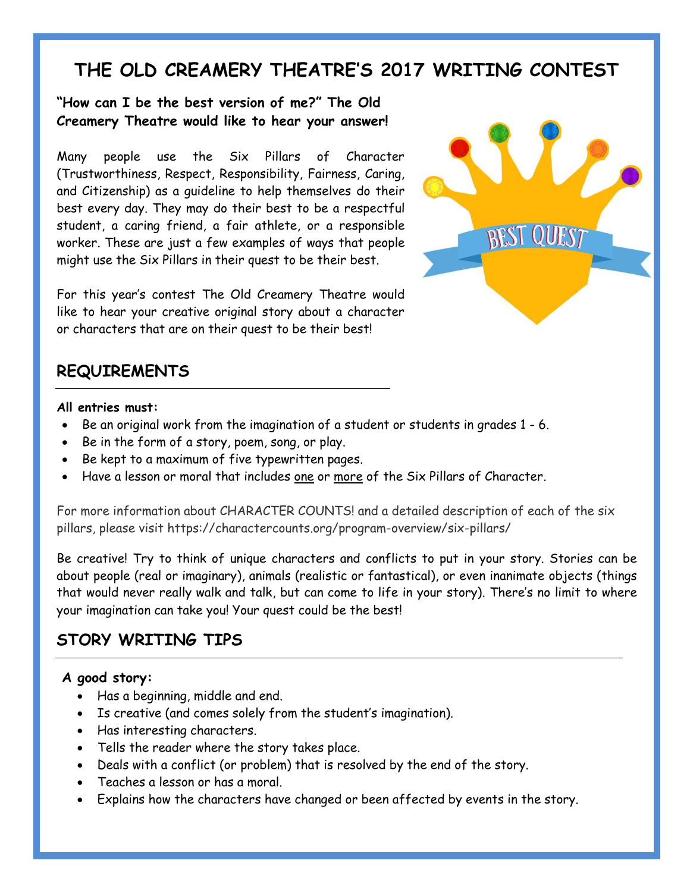# THE OLD CREAMERY THEATRE'S 2017 WRITING CONTEST

**"How can I be the best version of me?" The Old Creamery Theatre would like to hear your answer!**

Many people use the Six Pillars of Character (Trustworthiness, Respect, Responsibility, Fairness, Caring, and Citizenship) as a guideline to help themselves do their best every day. They may do their best to be a respectful student, a caring friend, a fair athlete, or a responsible worker. These are just a few examples of ways that people might use the Six Pillars in their quest to be their best.

For this year's contest The Old Creamery Theatre would like to hear your creative original story about a character or characters that are on their quest to be their best!

## REQUIREMENTS

**All entries must:**

- Be an original work from the imagination of a student or students in grades 1 - 6.
- Be in the form of a story, poem, song, or play.
- Be kept to a maximum of five typewritten pages.
- Have a lesson or moral that includes one or more of the Six Pillars of Character.

For more information about CHARACTER COUNTS! and a detailed description of each of the six pillars, please visit https://charactercounts.org/program-overview/six-pillars/

Be creative! Try to think of unique characters and conflicts to put in your story. Stories can be about people (real or imaginary), animals (realistic or fantastical), or even inanimate objects (things that would never really walk and talk, but can come to life in your story). There's no limit to where your imagination can take you! Your quest could be the best!

## STORY WRITING TIPS

**A good story:**

- Has a beginning, middle and end.
- Is creative (and comes solely from the student's imagination).
- Has interesting characters.
- Tells the reader where the story takes place.
- Deals with a conflict (or problem) that is resolved by the end of the story.
- Teaches a lesson or has a moral.
- Explains how the characters have changed or been affected by events in the story.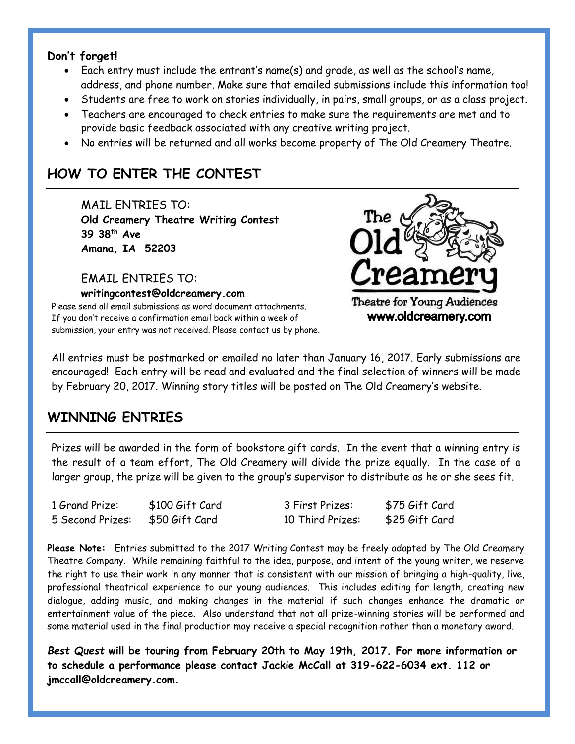**Don't forget!**

- Each entry must include the entrant's name(s) and grade, as well as the school's name, address, and phone number. Make sure that emailed submissions include this information too!
- Students are free to work on stories individually, in pairs, small groups, or as a class project.
- Teachers are encouraged to check entries to make sure the requirements are met and to provide basic feedback associated with any creative writing project.
- No entries will be returned and all works become property of The Old Creamery Theatre.

## HOW TO ENTER THE CONTEST

MAIL ENTRIES TO:
**Old Creamery Theatre Writing Contest**
**39 38th Ave**
**Amana, IA 52203**

EMAIL ENTRIES TO:
**writingcontest@oldcreamery.com**

Please send all email submissions as word document attachments. If you don't receive a confirmation email back within a week of submission, your entry was not received. Please contact us by phone.

The Old Creamery
Theatre for Young Audiences
**www.oldcreamery.com**

All entries must be postmarked or emailed no later than January 16, 2017. Early submissions are encouraged! Each entry will be read and evaluated and the final selection of winners will be made by February 20, 2017. Winning story titles will be posted on The Old Creamery's website.

## WINNING ENTRIES

Prizes will be awarded in the form of bookstore gift cards. In the event that a winning entry is the result of a team effort, The Old Creamery will divide the prize equally. In the case of a larger group, the prize will be given to the group's supervisor to distribute as he or she sees fit.

| | | | |
|---|---|---|---|
| 1 Grand Prize: | $100 Gift Card | 3 First Prizes: | $75 Gift Card |
| 5 Second Prizes: | $50 Gift Card | 10 Third Prizes: | $25 Gift Card |

**Please Note:** Entries submitted to the 2017 Writing Contest may be freely adapted by The Old Creamery Theatre Company. While remaining faithful to the idea, purpose, and intent of the young writer, we reserve the right to use their work in any manner that is consistent with our mission of bringing a high-quality, live, professional theatrical experience to our young audiences. This includes editing for length, creating new dialogue, adding music, and making changes in the material if such changes enhance the dramatic or entertainment value of the piece. Also understand that not all prize-winning stories will be performed and some material used in the final production may receive a special recognition rather than a monetary award.

***Best Quest*** **will be touring from February 20th to May 19th, 2017. For more information or to schedule a performance please contact Jackie McCall at 319-622-6034 ext. 112 or jmccall@oldcreamery.com.**